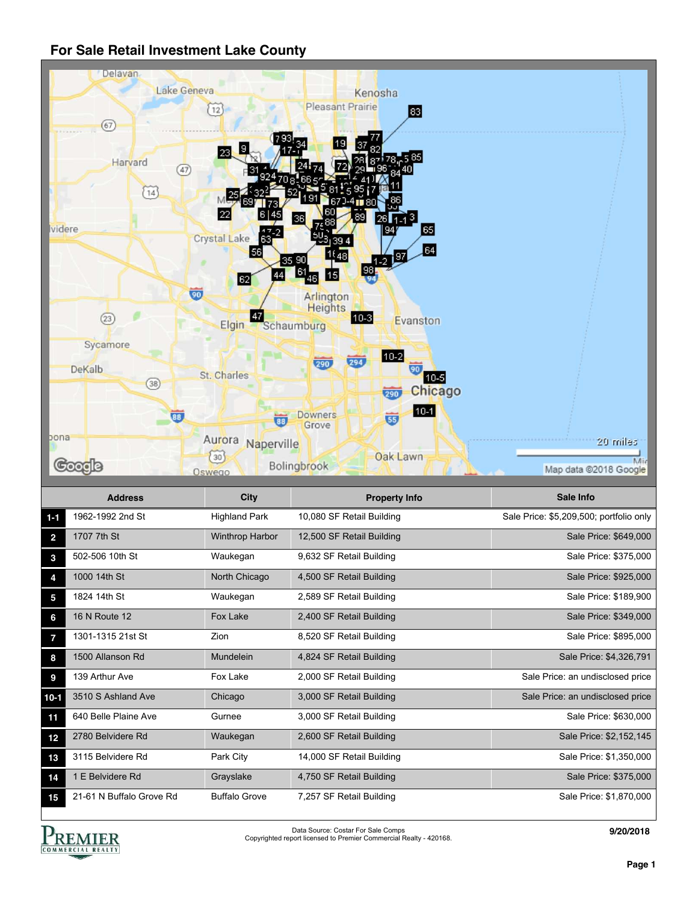## For Sale Retail Investment Lake County

| # | Address | City | Property Info | Sale Info |
|---|---|---|---|---|
| 1-1 | 1962-1992 2nd St | Highland Park | 10,080 SF Retail Building | Sale Price: $5,209,500; portfolio only |
| 2 | 1707 7th St | Winthrop Harbor | 12,500 SF Retail Building | Sale Price: $649,000 |
| 3 | 502-506 10th St | Waukegan | 9,632 SF Retail Building | Sale Price: $375,000 |
| 4 | 1000 14th St | North Chicago | 4,500 SF Retail Building | Sale Price: $925,000 |
| 5 | 1824 14th St | Waukegan | 2,589 SF Retail Building | Sale Price: $189,900 |
| 6 | 16 N Route 12 | Fox Lake | 2,400 SF Retail Building | Sale Price: $349,000 |
| 7 | 1301-1315 21st St | Zion | 8,520 SF Retail Building | Sale Price: $895,000 |
| 8 | 1500 Allanson Rd | Mundelein | 4,824 SF Retail Building | Sale Price: $4,326,791 |
| 9 | 139 Arthur Ave | Fox Lake | 2,000 SF Retail Building | Sale Price: an undisclosed price |
| 10-1 | 3510 S Ashland Ave | Chicago | 3,000 SF Retail Building | Sale Price: an undisclosed price |
| 11 | 640 Belle Plaine Ave | Gurnee | 3,000 SF Retail Building | Sale Price: $630,000 |
| 12 | 2780 Belvidere Rd | Waukegan | 2,600 SF Retail Building | Sale Price: $2,152,145 |
| 13 | 3115 Belvidere Rd | Park City | 14,000 SF Retail Building | Sale Price: $1,350,000 |
| 14 | 1 E Belvidere Rd | Grayslake | 4,750 SF Retail Building | Sale Price: $375,000 |
| 15 | 21-61 N Buffalo Grove Rd | Buffalo Grove | 7,257 SF Retail Building | Sale Price: $1,870,000 |

Data Source: Costar For Sale Comps
Copyrighted report licensed to Premier Commercial Realty - 420168.

9/20/2018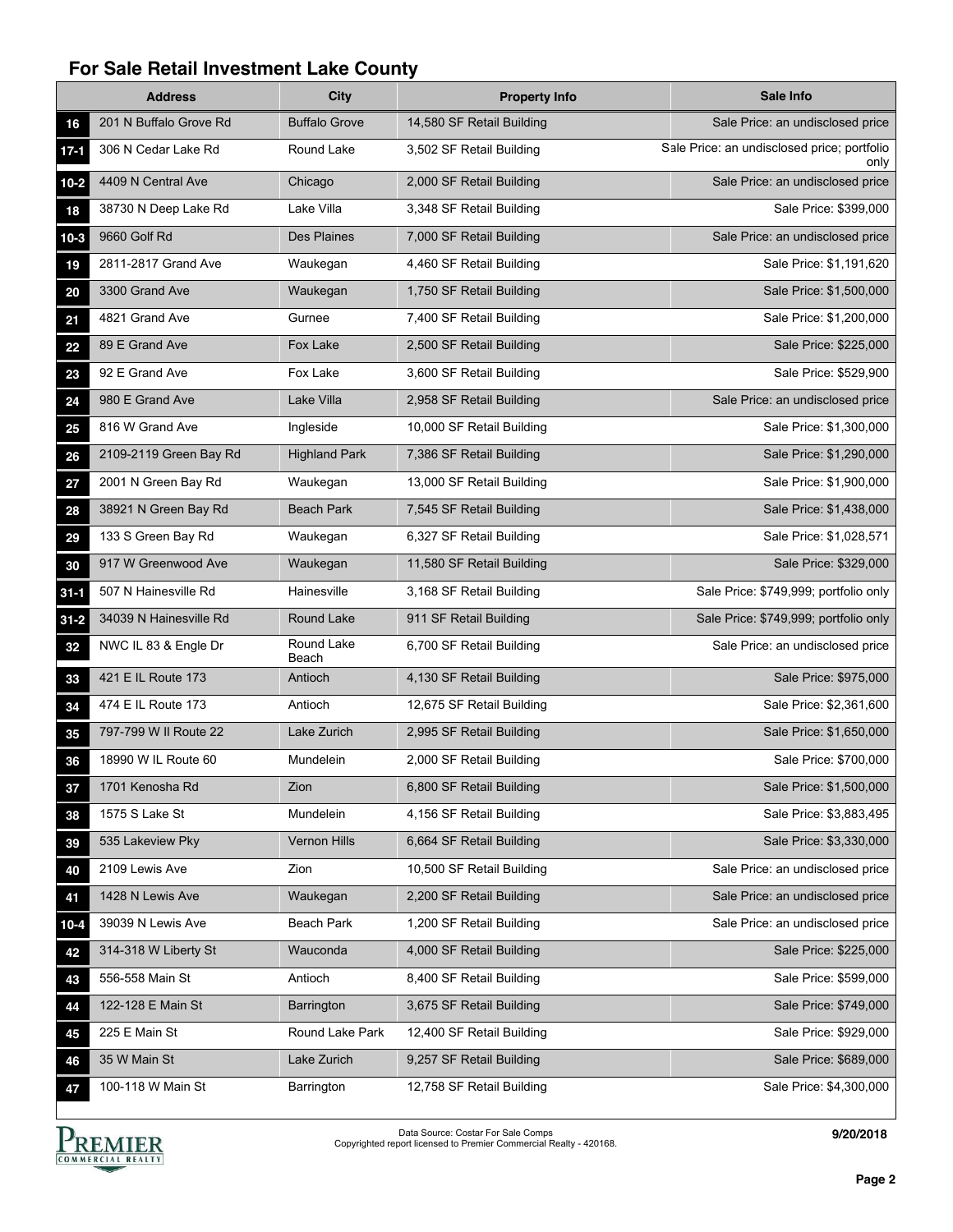## For Sale Retail Investment Lake County

| # | Address | City | Property Info | Sale Info |
|---|---|---|---|---|
| 16 | 201 N Buffalo Grove Rd | Buffalo Grove | 14,580 SF Retail Building | Sale Price: an undisclosed price |
| 17-1 | 306 N Cedar Lake Rd | Round Lake | 3,502 SF Retail Building | Sale Price: an undisclosed price; portfolio only |
| 10-2 | 4409 N Central Ave | Chicago | 2,000 SF Retail Building | Sale Price: an undisclosed price |
| 18 | 38730 N Deep Lake Rd | Lake Villa | 3,348 SF Retail Building | Sale Price: $399,000 |
| 10-3 | 9660 Golf Rd | Des Plaines | 7,000 SF Retail Building | Sale Price: an undisclosed price |
| 19 | 2811-2817 Grand Ave | Waukegan | 4,460 SF Retail Building | Sale Price: $1,191,620 |
| 20 | 3300 Grand Ave | Waukegan | 1,750 SF Retail Building | Sale Price: $1,500,000 |
| 21 | 4821 Grand Ave | Gurnee | 7,400 SF Retail Building | Sale Price: $1,200,000 |
| 22 | 89 E Grand Ave | Fox Lake | 2,500 SF Retail Building | Sale Price: $225,000 |
| 23 | 92 E Grand Ave | Fox Lake | 3,600 SF Retail Building | Sale Price: $529,900 |
| 24 | 980 E Grand Ave | Lake Villa | 2,958 SF Retail Building | Sale Price: an undisclosed price |
| 25 | 816 W Grand Ave | Ingleside | 10,000 SF Retail Building | Sale Price: $1,300,000 |
| 26 | 2109-2119 Green Bay Rd | Highland Park | 7,386 SF Retail Building | Sale Price: $1,290,000 |
| 27 | 2001 N Green Bay Rd | Waukegan | 13,000 SF Retail Building | Sale Price: $1,900,000 |
| 28 | 38921 N Green Bay Rd | Beach Park | 7,545 SF Retail Building | Sale Price: $1,438,000 |
| 29 | 133 S Green Bay Rd | Waukegan | 6,327 SF Retail Building | Sale Price: $1,028,571 |
| 30 | 917 W Greenwood Ave | Waukegan | 11,580 SF Retail Building | Sale Price: $329,000 |
| 31-1 | 507 N Hainesville Rd | Hainesville | 3,168 SF Retail Building | Sale Price: $749,999; portfolio only |
| 31-2 | 34039 N Hainesville Rd | Round Lake | 911 SF Retail Building | Sale Price: $749,999; portfolio only |
| 32 | NWC IL 83 & Engle Dr | Round Lake Beach | 6,700 SF Retail Building | Sale Price: an undisclosed price |
| 33 | 421 E IL Route 173 | Antioch | 4,130 SF Retail Building | Sale Price: $975,000 |
| 34 | 474 E IL Route 173 | Antioch | 12,675 SF Retail Building | Sale Price: $2,361,600 |
| 35 | 797-799 W Il Route 22 | Lake Zurich | 2,995 SF Retail Building | Sale Price: $1,650,000 |
| 36 | 18990 W IL Route 60 | Mundelein | 2,000 SF Retail Building | Sale Price: $700,000 |
| 37 | 1701 Kenosha Rd | Zion | 6,800 SF Retail Building | Sale Price: $1,500,000 |
| 38 | 1575 S Lake St | Mundelein | 4,156 SF Retail Building | Sale Price: $3,883,495 |
| 39 | 535 Lakeview Pky | Vernon Hills | 6,664 SF Retail Building | Sale Price: $3,330,000 |
| 40 | 2109 Lewis Ave | Zion | 10,500 SF Retail Building | Sale Price: an undisclosed price |
| 41 | 1428 N Lewis Ave | Waukegan | 2,200 SF Retail Building | Sale Price: an undisclosed price |
| 10-4 | 39039 N Lewis Ave | Beach Park | 1,200 SF Retail Building | Sale Price: an undisclosed price |
| 42 | 314-318 W Liberty St | Wauconda | 4,000 SF Retail Building | Sale Price: $225,000 |
| 43 | 556-558 Main St | Antioch | 8,400 SF Retail Building | Sale Price: $599,000 |
| 44 | 122-128 E Main St | Barrington | 3,675 SF Retail Building | Sale Price: $749,000 |
| 45 | 225 E Main St | Round Lake Park | 12,400 SF Retail Building | Sale Price: $929,000 |
| 46 | 35 W Main St | Lake Zurich | 9,257 SF Retail Building | Sale Price: $689,000 |
| 47 | 100-118 W Main St | Barrington | 12,758 SF Retail Building | Sale Price: $4,300,000 |

Data Source: Costar For Sale Comps
Copyrighted report licensed to Premier Commercial Realty - 420168.

9/20/2018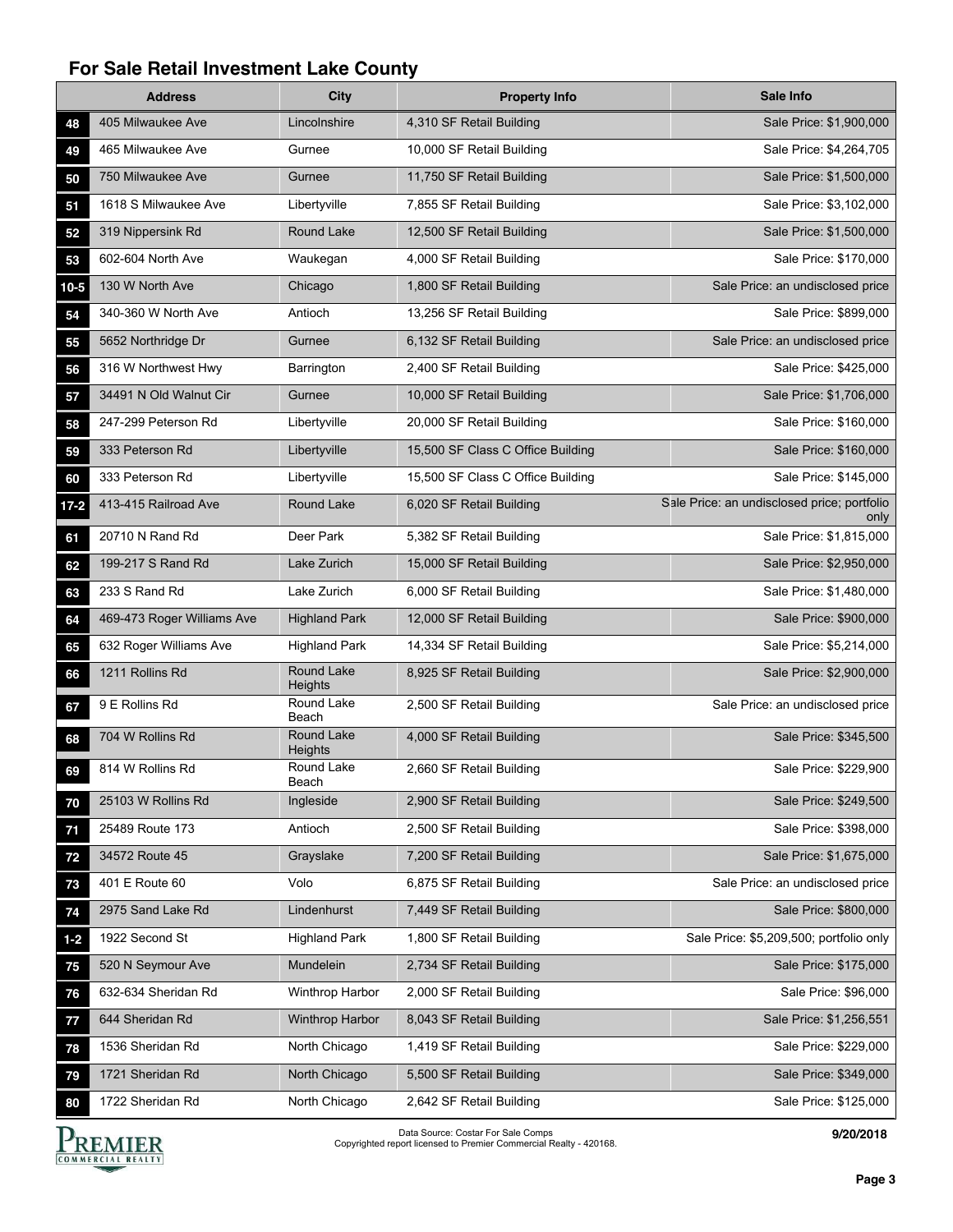## For Sale Retail Investment Lake County

| | Address | City | Property Info | Sale Info |
|---|---|---|---|---|
| 48 | 405 Milwaukee Ave | Lincolnshire | 4,310 SF Retail Building | Sale Price: $1,900,000 |
| 49 | 465 Milwaukee Ave | Gurnee | 10,000 SF Retail Building | Sale Price: $4,264,705 |
| 50 | 750 Milwaukee Ave | Gurnee | 11,750 SF Retail Building | Sale Price: $1,500,000 |
| 51 | 1618 S Milwaukee Ave | Libertyville | 7,855 SF Retail Building | Sale Price: $3,102,000 |
| 52 | 319 Nippersink Rd | Round Lake | 12,500 SF Retail Building | Sale Price: $1,500,000 |
| 53 | 602-604 North Ave | Waukegan | 4,000 SF Retail Building | Sale Price: $170,000 |
| 10-5 | 130 W North Ave | Chicago | 1,800 SF Retail Building | Sale Price: an undisclosed price |
| 54 | 340-360 W North Ave | Antioch | 13,256 SF Retail Building | Sale Price: $899,000 |
| 55 | 5652 Northridge Dr | Gurnee | 6,132 SF Retail Building | Sale Price: an undisclosed price |
| 56 | 316 W Northwest Hwy | Barrington | 2,400 SF Retail Building | Sale Price: $425,000 |
| 57 | 34491 N Old Walnut Cir | Gurnee | 10,000 SF Retail Building | Sale Price: $1,706,000 |
| 58 | 247-299 Peterson Rd | Libertyville | 20,000 SF Retail Building | Sale Price: $160,000 |
| 59 | 333 Peterson Rd | Libertyville | 15,500 SF Class C Office Building | Sale Price: $160,000 |
| 60 | 333 Peterson Rd | Libertyville | 15,500 SF Class C Office Building | Sale Price: $145,000 |
| 17-2 | 413-415 Railroad Ave | Round Lake | 6,020 SF Retail Building | Sale Price: an undisclosed price; portfolio only |
| 61 | 20710 N Rand Rd | Deer Park | 5,382 SF Retail Building | Sale Price: $1,815,000 |
| 62 | 199-217 S Rand Rd | Lake Zurich | 15,000 SF Retail Building | Sale Price: $2,950,000 |
| 63 | 233 S Rand Rd | Lake Zurich | 6,000 SF Retail Building | Sale Price: $1,480,000 |
| 64 | 469-473 Roger Williams Ave | Highland Park | 12,000 SF Retail Building | Sale Price: $900,000 |
| 65 | 632 Roger Williams Ave | Highland Park | 14,334 SF Retail Building | Sale Price: $5,214,000 |
| 66 | 1211 Rollins Rd | Round Lake Heights | 8,925 SF Retail Building | Sale Price: $2,900,000 |
| 67 | 9 E Rollins Rd | Round Lake Beach | 2,500 SF Retail Building | Sale Price: an undisclosed price |
| 68 | 704 W Rollins Rd | Round Lake Heights | 4,000 SF Retail Building | Sale Price: $345,500 |
| 69 | 814 W Rollins Rd | Round Lake Beach | 2,660 SF Retail Building | Sale Price: $229,900 |
| 70 | 25103 W Rollins Rd | Ingleside | 2,900 SF Retail Building | Sale Price: $249,500 |
| 71 | 25489 Route 173 | Antioch | 2,500 SF Retail Building | Sale Price: $398,000 |
| 72 | 34572 Route 45 | Grayslake | 7,200 SF Retail Building | Sale Price: $1,675,000 |
| 73 | 401 E Route 60 | Volo | 6,875 SF Retail Building | Sale Price: an undisclosed price |
| 74 | 2975 Sand Lake Rd | Lindenhurst | 7,449 SF Retail Building | Sale Price: $800,000 |
| 1-2 | 1922 Second St | Highland Park | 1,800 SF Retail Building | Sale Price: $5,209,500; portfolio only |
| 75 | 520 N Seymour Ave | Mundelein | 2,734 SF Retail Building | Sale Price: $175,000 |
| 76 | 632-634 Sheridan Rd | Winthrop Harbor | 2,000 SF Retail Building | Sale Price: $96,000 |
| 77 | 644 Sheridan Rd | Winthrop Harbor | 8,043 SF Retail Building | Sale Price: $1,256,551 |
| 78 | 1536 Sheridan Rd | North Chicago | 1,419 SF Retail Building | Sale Price: $229,000 |
| 79 | 1721 Sheridan Rd | North Chicago | 5,500 SF Retail Building | Sale Price: $349,000 |
| 80 | 1722 Sheridan Rd | North Chicago | 2,642 SF Retail Building | Sale Price: $125,000 |

Data Source: Costar For Sale Comps
Copyrighted report licensed to Premier Commercial Realty - 420168.

9/20/2018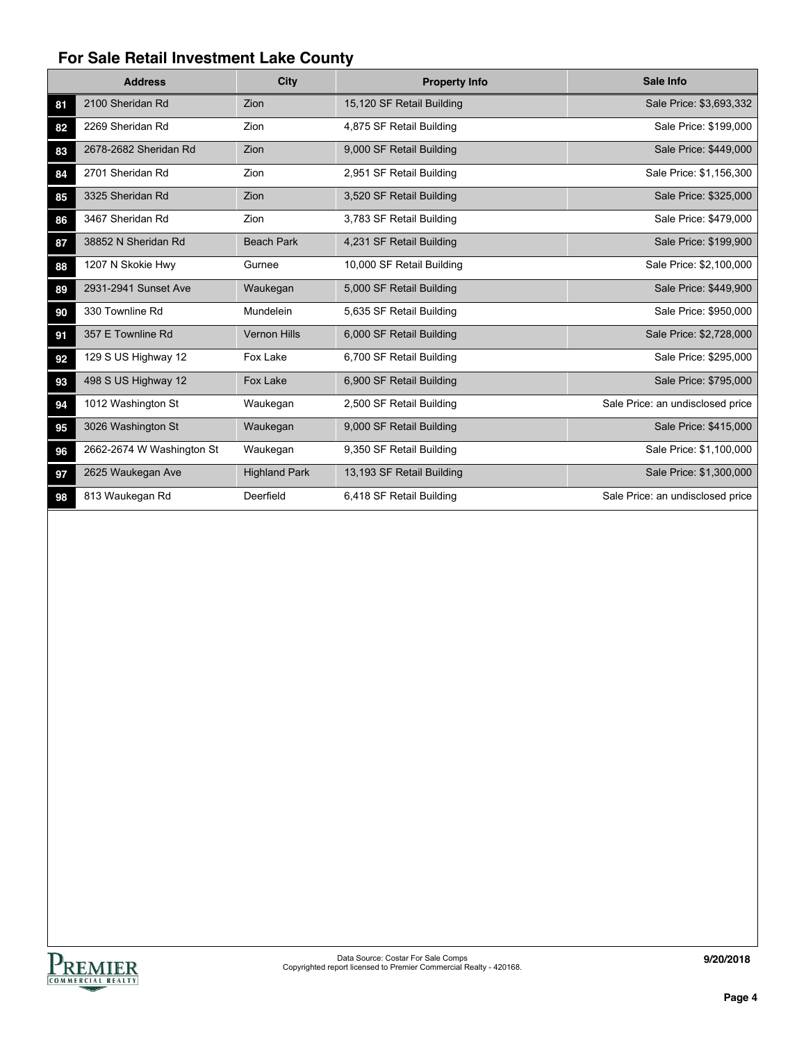## For Sale Retail Investment Lake County

| | Address | City | Property Info | Sale Info |
|---|---|---|---|---|
| 81 | 2100 Sheridan Rd | Zion | 15,120 SF Retail Building | Sale Price: $3,693,332 |
| 82 | 2269 Sheridan Rd | Zion | 4,875 SF Retail Building | Sale Price: $199,000 |
| 83 | 2678-2682 Sheridan Rd | Zion | 9,000 SF Retail Building | Sale Price: $449,000 |
| 84 | 2701 Sheridan Rd | Zion | 2,951 SF Retail Building | Sale Price: $1,156,300 |
| 85 | 3325 Sheridan Rd | Zion | 3,520 SF Retail Building | Sale Price: $325,000 |
| 86 | 3467 Sheridan Rd | Zion | 3,783 SF Retail Building | Sale Price: $479,000 |
| 87 | 38852 N Sheridan Rd | Beach Park | 4,231 SF Retail Building | Sale Price: $199,900 |
| 88 | 1207 N Skokie Hwy | Gurnee | 10,000 SF Retail Building | Sale Price: $2,100,000 |
| 89 | 2931-2941 Sunset Ave | Waukegan | 5,000 SF Retail Building | Sale Price: $449,900 |
| 90 | 330 Townline Rd | Mundelein | 5,635 SF Retail Building | Sale Price: $950,000 |
| 91 | 357 E Townline Rd | Vernon Hills | 6,000 SF Retail Building | Sale Price: $2,728,000 |
| 92 | 129 S US Highway 12 | Fox Lake | 6,700 SF Retail Building | Sale Price: $295,000 |
| 93 | 498 S US Highway 12 | Fox Lake | 6,900 SF Retail Building | Sale Price: $795,000 |
| 94 | 1012 Washington St | Waukegan | 2,500 SF Retail Building | Sale Price: an undisclosed price |
| 95 | 3026 Washington St | Waukegan | 9,000 SF Retail Building | Sale Price: $415,000 |
| 96 | 2662-2674 W Washington St | Waukegan | 9,350 SF Retail Building | Sale Price: $1,100,000 |
| 97 | 2625 Waukegan Ave | Highland Park | 13,193 SF Retail Building | Sale Price: $1,300,000 |
| 98 | 813 Waukegan Rd | Deerfield | 6,418 SF Retail Building | Sale Price: an undisclosed price |

Data Source: Costar For Sale Comps
Copyrighted report licensed to Premier Commercial Realty - 420168.

9/20/2018